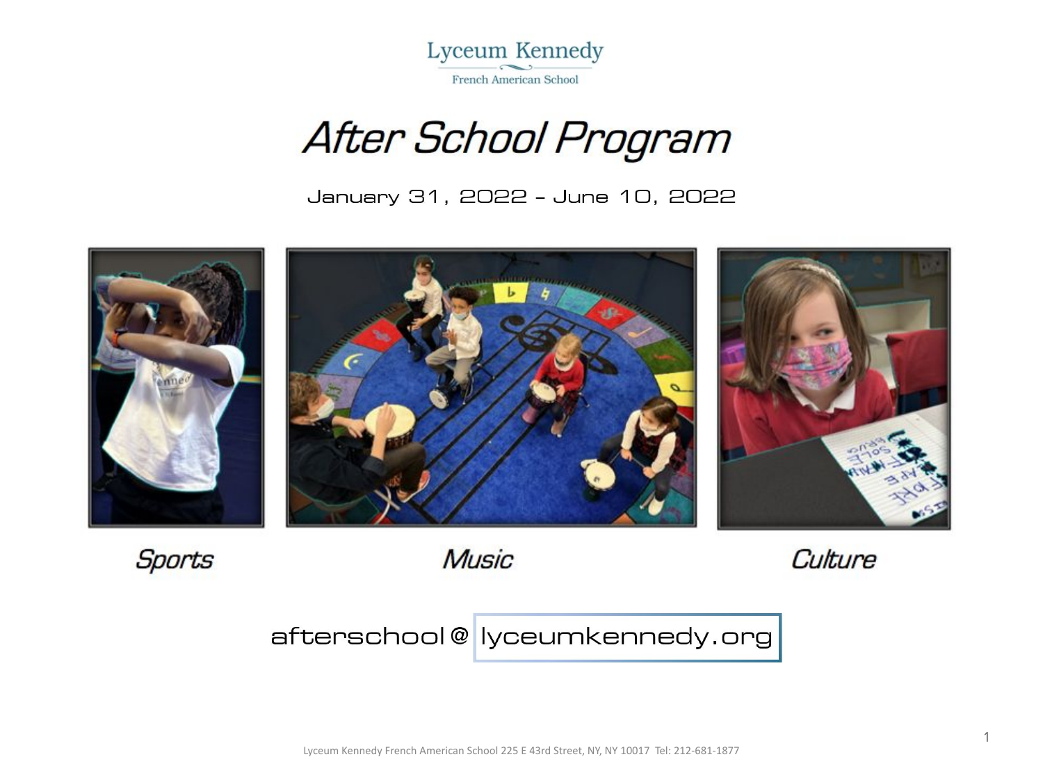Lyceum Kennedy

French American School

# After School Program

January 31, 2022 – June 10, 2022

Sports

Music

Culture

afterschool@lyceumkennedy.org

Lyceum Kennedy French American School 225 E 43rd Street, NY, NY 10017 Tel: 212-681-1877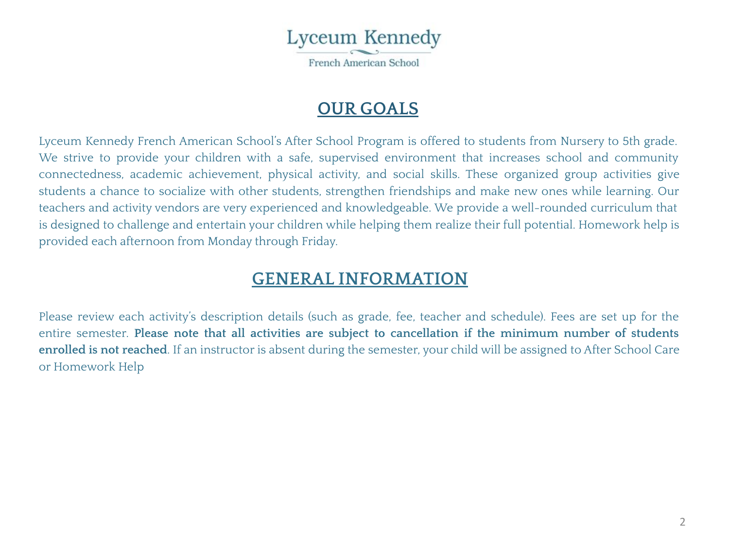Lyceum Kennedy

French American School

## OUR GOALS

Lyceum Kennedy French American School's After School Program is offered to students from Nursery to 5th grade. We strive to provide your children with a safe, supervised environment that increases school and community connectedness, academic achievement, physical activity, and social skills. These organized group activities give students a chance to socialize with other students, strengthen friendships and make new ones while learning. Our teachers and activity vendors are very experienced and knowledgeable. We provide a well-rounded curriculum that is designed to challenge and entertain your children while helping them realize their full potential. Homework help is provided each afternoon from Monday through Friday.

## GENERAL INFORMATION

Please review each activity's description details (such as grade, fee, teacher and schedule). Fees are set up for the entire semester. **Please note that all activities are subject to cancellation if the minimum number of students enrolled is not reached**. If an instructor is absent during the semester, your child will be assigned to After School Care or Homework Help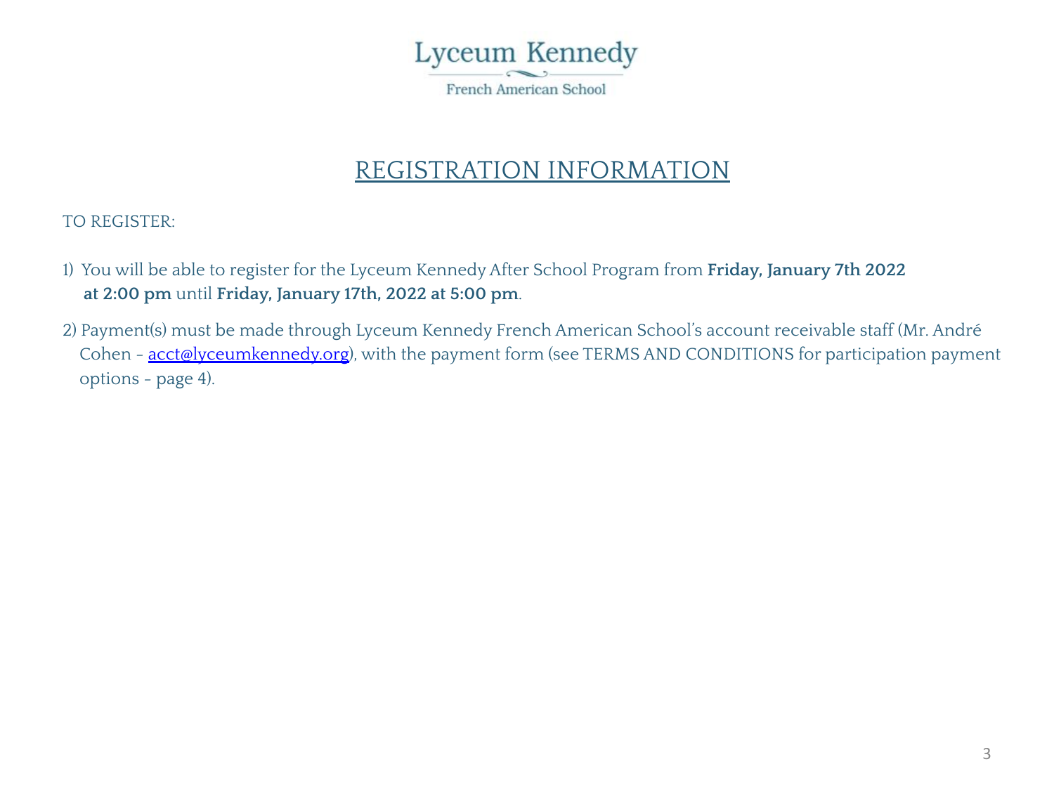Lyceum Kennedy

French American School

# REGISTRATION INFORMATION

TO REGISTER:

1) You will be able to register for the Lyceum Kennedy After School Program from **Friday, January 7th 2022 at 2:00 pm** until **Friday, January 17th, 2022 at 5:00 pm**.

2) Payment(s) must be made through Lyceum Kennedy French American School's account receivable staff (Mr. André Cohen - acct@lyceumkennedy.org), with the payment form (see TERMS AND CONDITIONS for participation payment options - page 4).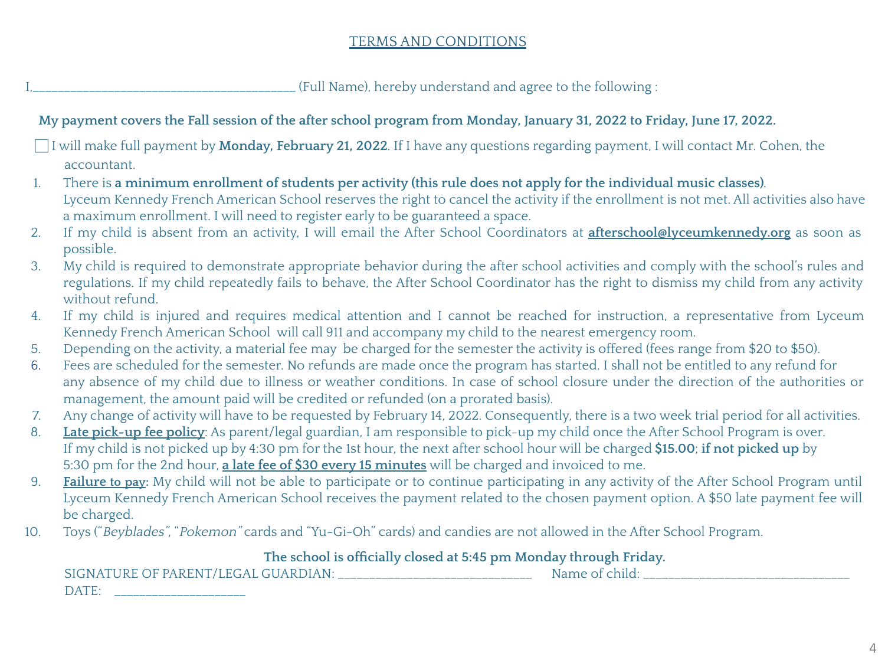## TERMS AND CONDITIONS

I,________________________________________ (Full Name), hereby understand and agree to the following :

**My payment covers the Fall session of the after school program from Monday, January 31, 2022 to Friday, June 17, 2022.**

☐ I will make full payment by **Monday, February 21, 2022**. If I have any questions regarding payment, I will contact Mr. Cohen, the accountant.

1. There is **a minimum enrollment of students per activity (this rule does not apply for the individual music classes)**. Lyceum Kennedy French American School reserves the right to cancel the activity if the enrollment is not met. All activities also have a maximum enrollment. I will need to register early to be guaranteed a space.
2. If my child is absent from an activity, I will email the After School Coordinators at **afterschool@lyceumkennedy.org** as soon as possible.
3. My child is required to demonstrate appropriate behavior during the after school activities and comply with the school's rules and regulations. If my child repeatedly fails to behave, the After School Coordinator has the right to dismiss my child from any activity without refund.
4. If my child is injured and requires medical attention and I cannot be reached for instruction, a representative from Lyceum Kennedy French American School will call 911 and accompany my child to the nearest emergency room.
5. Depending on the activity, a material fee may be charged for the semester the activity is offered (fees range from $20 to $50).
6. Fees are scheduled for the semester. No refunds are made once the program has started. I shall not be entitled to any refund for any absence of my child due to illness or weather conditions. In case of school closure under the direction of the authorities or management, the amount paid will be credited or refunded (on a prorated basis).
7. Any change of activity will have to be requested by February 14, 2022. Consequently, there is a two week trial period for all activities.
8. **Late pick-up fee policy**: As parent/legal guardian, I am responsible to pick-up my child once the After School Program is over. If my child is not picked up by 4:30 pm for the 1st hour, the next after school hour will be charged **$15.00**; **if not picked up** by 5:30 pm for the 2nd hour, **a late fee of $30 every 15 minutes** will be charged and invoiced to me.
9. **Failure to pay:** My child will not be able to participate or to continue participating in any activity of the After School Program until Lyceum Kennedy French American School receives the payment related to the chosen payment option. A $50 late payment fee will be charged.
10. Toys ("*Beyblades*", "*Pokemon*" cards and "Yu-Gi-Oh" cards) and candies are not allowed in the After School Program.

**The school is officially closed at 5:45 pm Monday through Friday.**

SIGNATURE OF PARENT/LEGAL GUARDIAN: ______________________________ Name of child: ________________________________

DATE: ____________________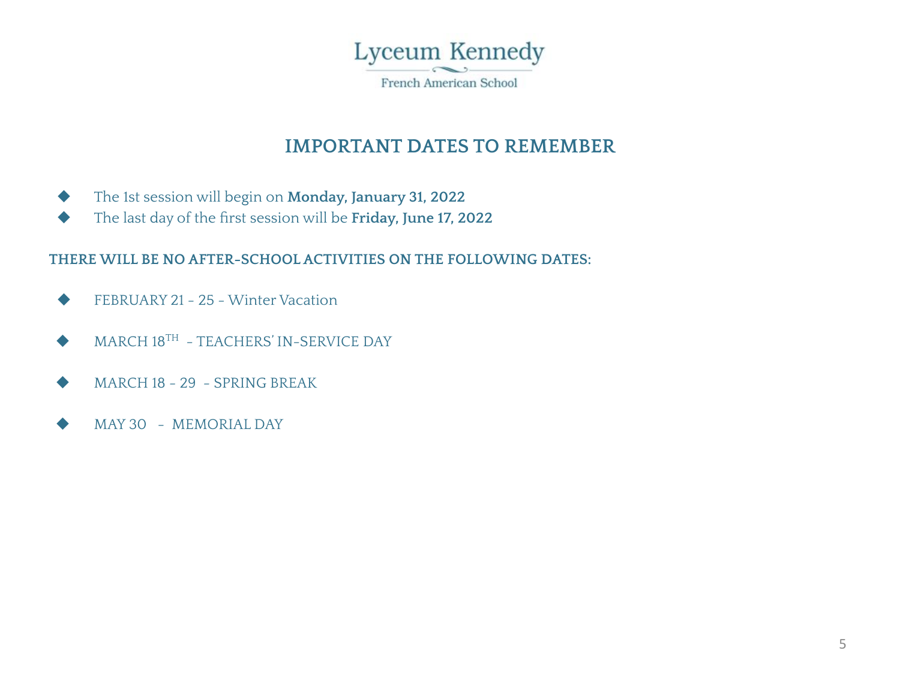Lyceum Kennedy

French American School

## IMPORTANT DATES TO REMEMBER

- The 1st session will begin on **Monday, January 31, 2022**
- The last day of the first session will be **Friday, June 17, 2022**

**THERE WILL BE NO AFTER-SCHOOL ACTIVITIES ON THE FOLLOWING DATES:**

- FEBRUARY 21 - 25 - Winter Vacation
- MARCH 18TH - TEACHERS' IN-SERVICE DAY
- MARCH 18 - 29 - SPRING BREAK
- MAY 30 - MEMORIAL DAY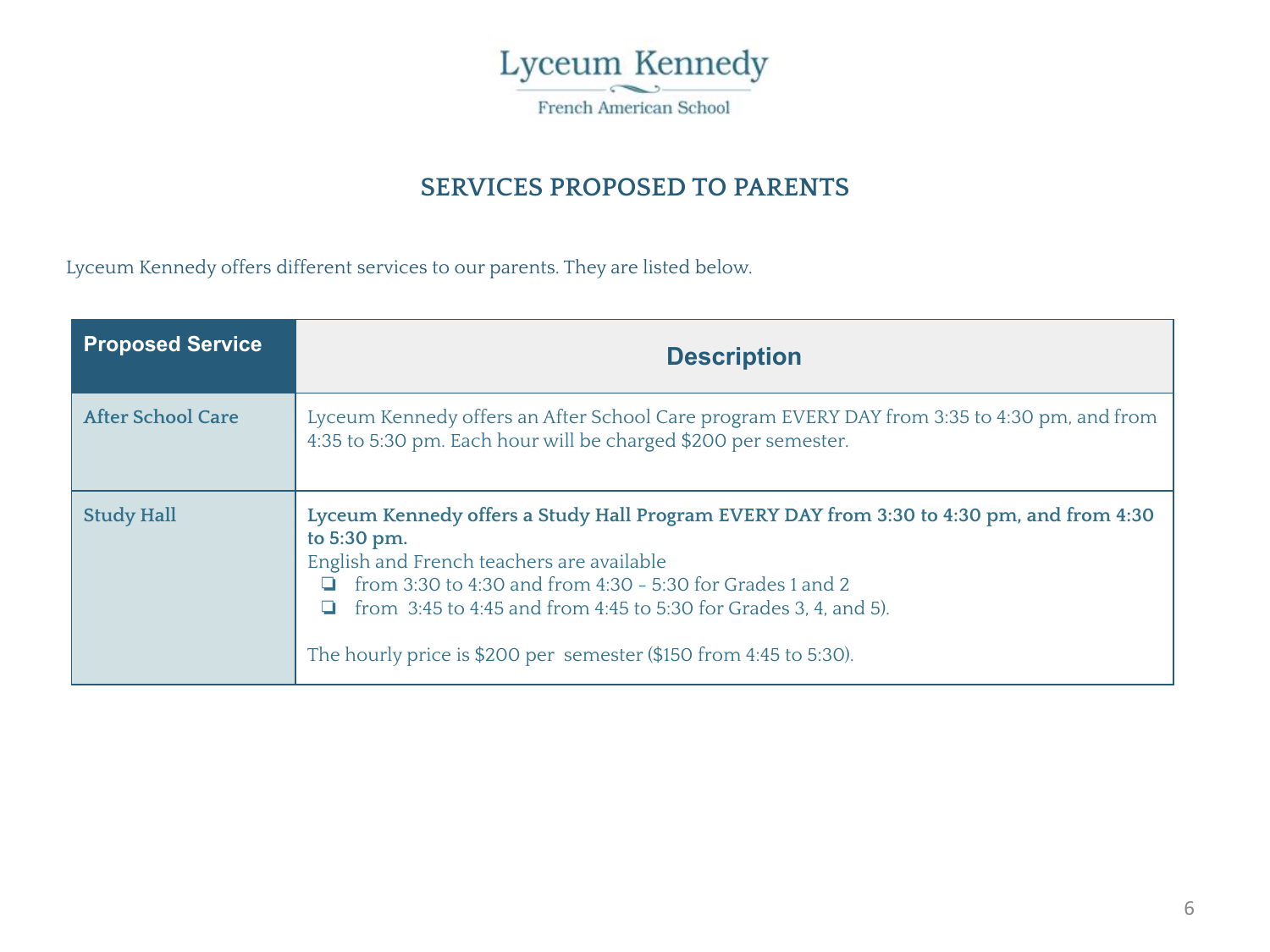Lyceum Kennedy

French American School

## SERVICES PROPOSED TO PARENTS

Lyceum Kennedy offers different services to our parents. They are listed below.

| Proposed Service | Description |
| --- | --- |
| **After School Care** | Lyceum Kennedy offers an After School Care program EVERY DAY from 3:35 to 4:30 pm, and from 4:35 to 5:30 pm. Each hour will be charged $200 per semester. |
| **Study Hall** | **Lyceum Kennedy offers a Study Hall Program EVERY DAY from 3:30 to 4:30 pm, and from 4:30 to 5:30 pm.**<br>English and French teachers are available<br>❏ from 3:30 to 4:30 and from 4:30 - 5:30 for Grades 1 and 2<br>❏ from 3:45 to 4:45 and from 4:45 to 5:30 for Grades 3, 4, and 5).<br><br>The hourly price is $200 per semester ($150 from 4:45 to 5:30). |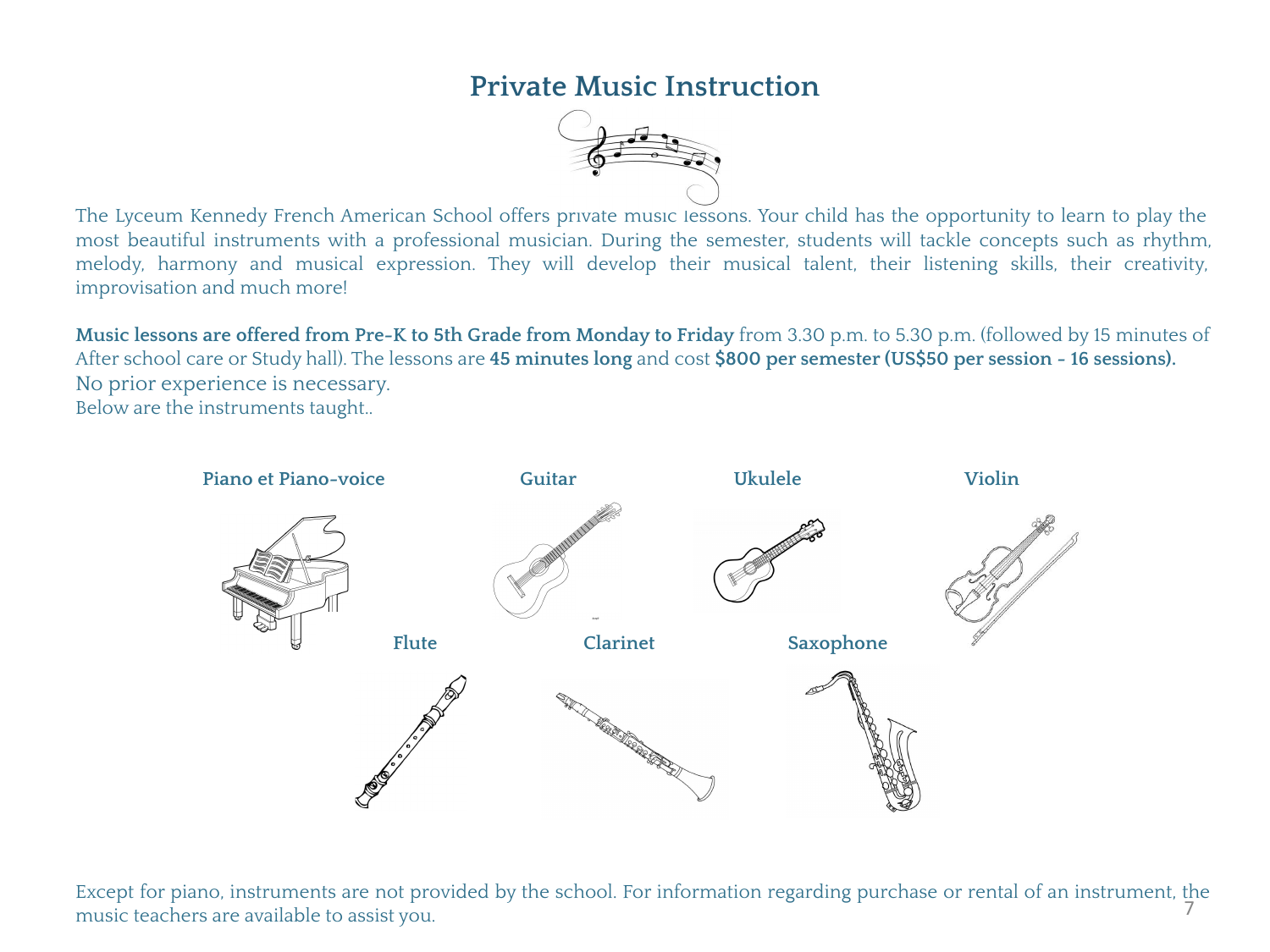# Private Music Instruction

The Lyceum Kennedy French American School offers private music lessons. Your child has the opportunity to learn to play the most beautiful instruments with a professional musician. During the semester, students will tackle concepts such as rhythm, melody, harmony and musical expression. They will develop their musical talent, their listening skills, their creativity, improvisation and much more!

**Music lessons are offered from Pre-K to 5th Grade from Monday to Friday** from 3.30 p.m. to 5.30 p.m. (followed by 15 minutes of After school care or Study hall). The lessons are **45 minutes long** and cost **$800 per semester (US$50 per session - 16 sessions).**
No prior experience is necessary.
Below are the instruments taught..

**Piano et Piano-voice**

**Guitar**

**Ukulele**

**Violin**

**Flute**

**Clarinet**

**Saxophone**

Except for piano, instruments are not provided by the school. For information regarding purchase or rental of an instrument, the music teachers are available to assist you.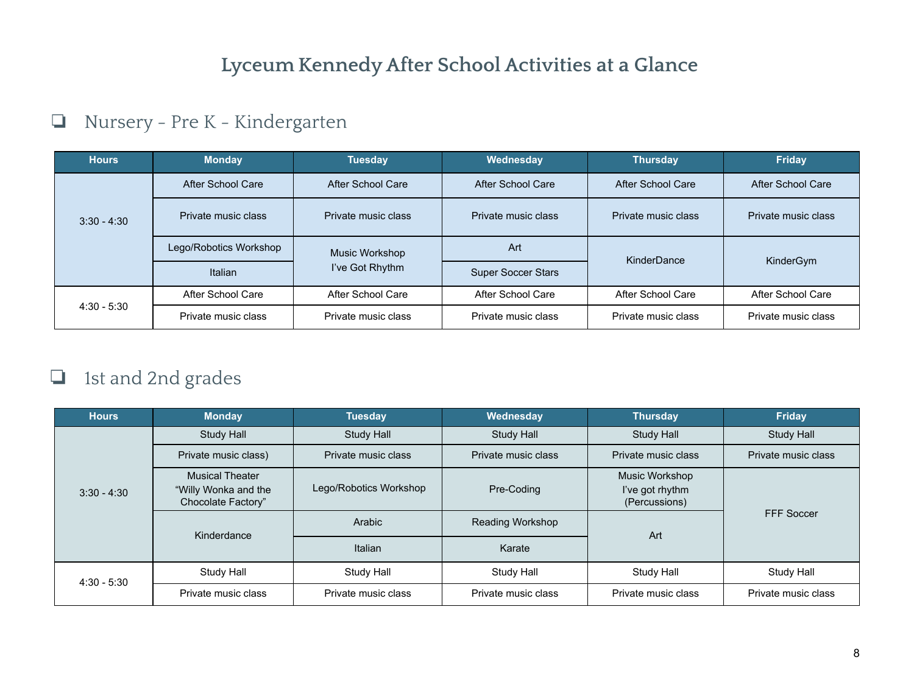# Lyceum Kennedy After School Activities at a Glance

## ❏ Nursery - Pre K - Kindergarten

| Hours | Monday | Tuesday | Wednesday | Thursday | Friday |
|---|---|---|---|---|---|
| 3:30 - 4:30 | After School Care | After School Care | After School Care | After School Care | After School Care |
| | Private music class | Private music class | Private music class | Private music class | Private music class |
| | Lego/Robotics Workshop | Music Workshop I've Got Rhythm | Art | KinderDance | KinderGym |
| | Italian | | Super Soccer Stars | | |
| 4:30 - 5:30 | After School Care | After School Care | After School Care | After School Care | After School Care |
| | Private music class | Private music class | Private music class | Private music class | Private music class |

## ❏ 1st and 2nd grades

| Hours | Monday | Tuesday | Wednesday | Thursday | Friday |
|---|---|---|---|---|---|
| 3:30 - 4:30 | Study Hall | Study Hall | Study Hall | Study Hall | Study Hall |
| | Private music class) | Private music class | Private music class | Private music class | Private music class |
| | Musical Theater "Willy Wonka and the Chocolate Factory" | Lego/Robotics Workshop | Pre-Coding | Music Workshop I've got rhythm (Percussions) | FFF Soccer |
| | Kinderdance | Arabic | Reading Workshop | Art | |
| | | Italian | Karate | | |
| 4:30 - 5:30 | Study Hall | Study Hall | Study Hall | Study Hall | Study Hall |
| | Private music class | Private music class | Private music class | Private music class | Private music class |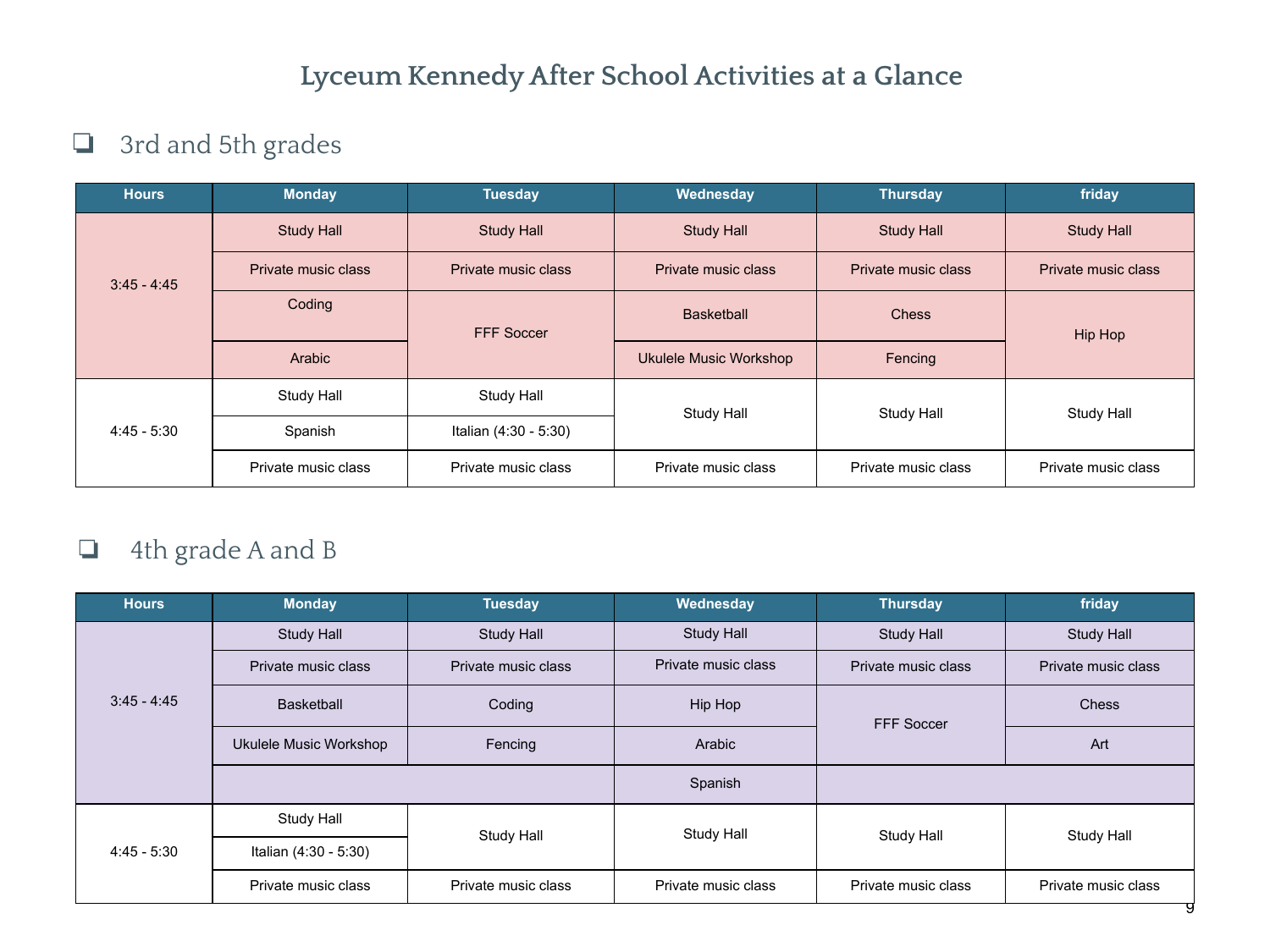# Lyceum Kennedy After School Activities at a Glance

## ❑ 3rd and 5th grades

| Hours | Monday | Tuesday | Wednesday | Thursday | friday |
|---|---|---|---|---|---|
| 3:45 - 4:45 | Study Hall | Study Hall | Study Hall | Study Hall | Study Hall |
| | Private music class | Private music class | Private music class | Private music class | Private music class |
| | Coding | FFF Soccer | Basketball | Chess | Hip Hop |
| | Arabic | | Ukulele Music Workshop | Fencing | |
| 4:45 - 5:30 | Study Hall | Study Hall | Study Hall | Study Hall | Study Hall |
| | Spanish | Italian (4:30 - 5:30) | | | |
| | Private music class | Private music class | Private music class | Private music class | Private music class |

## ❑ 4th grade A and B

| Hours | Monday | Tuesday | Wednesday | Thursday | friday |
|---|---|---|---|---|---|
| 3:45 - 4:45 | Study Hall | Study Hall | Study Hall | Study Hall | Study Hall |
| | Private music class | Private music class | Private music class | Private music class | Private music class |
| | Basketball | Coding | Hip Hop | FFF Soccer | Chess |
| | Ukulele Music Workshop | Fencing | Arabic | | Art |
| | | | Spanish | | |
| 4:45 - 5:30 | Study Hall | Study Hall | Study Hall | Study Hall | Study Hall |
| | Italian (4:30 - 5:30) | | | | |
| | Private music class | Private music class | Private music class | Private music class | Private music class |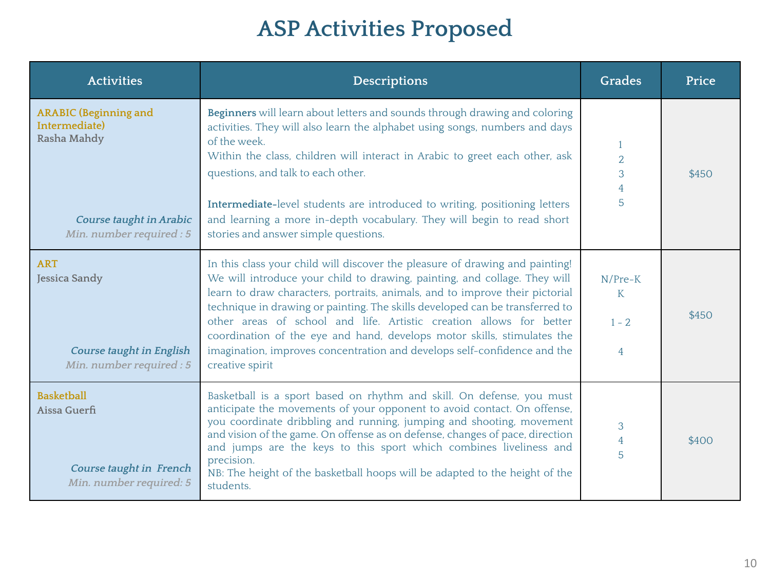# ASP Activities Proposed

| Activities | Descriptions | Grades | Price |
|---|---|---|---|
| **ARABIC (Beginning and Intermediate)**<br>Rasha Mahdy<br>*Course taught in Arabic*<br>*Min. number required : 5* | **Beginners** will learn about letters and sounds through drawing and coloring activities. They will also learn the alphabet using songs, numbers and days of the week.<br>Within the class, children will interact in Arabic to greet each other, ask questions, and talk to each other.<br><br>**Intermediate-**level students are introduced to writing, positioning letters and learning a more in-depth vocabulary. They will begin to read short stories and answer simple questions. | 1<br>2<br>3<br>4<br>5 | $450 |
| **ART**<br>Jessica Sandy<br>*Course taught in English*<br>*Min. number required : 5* | In this class your child will discover the pleasure of drawing and painting! We will introduce your child to drawing, painting, and collage. They will learn to draw characters, portraits, animals, and to improve their pictorial technique in drawing or painting. The skills developed can be transferred to other areas of school and life. Artistic creation allows for better coordination of the eye and hand, develops motor skills, stimulates the imagination, improves concentration and develops self-confidence and the creative spirit | N/Pre-K<br>K<br>1 - 2<br>4 | $450 |
| **Basketball**<br>Aissa Guerfi<br>*Course taught in French*<br>*Min. number required: 5* | Basketball is a sport based on rhythm and skill. On defense, you must anticipate the movements of your opponent to avoid contact. On offense, you coordinate dribbling and running, jumping and shooting, movement and vision of the game. On offense as on defense, changes of pace, direction and jumps are the keys to this sport which combines liveliness and precision.<br>NB: The height of the basketball hoops will be adapted to the height of the students. | 3<br>4<br>5 | $400 |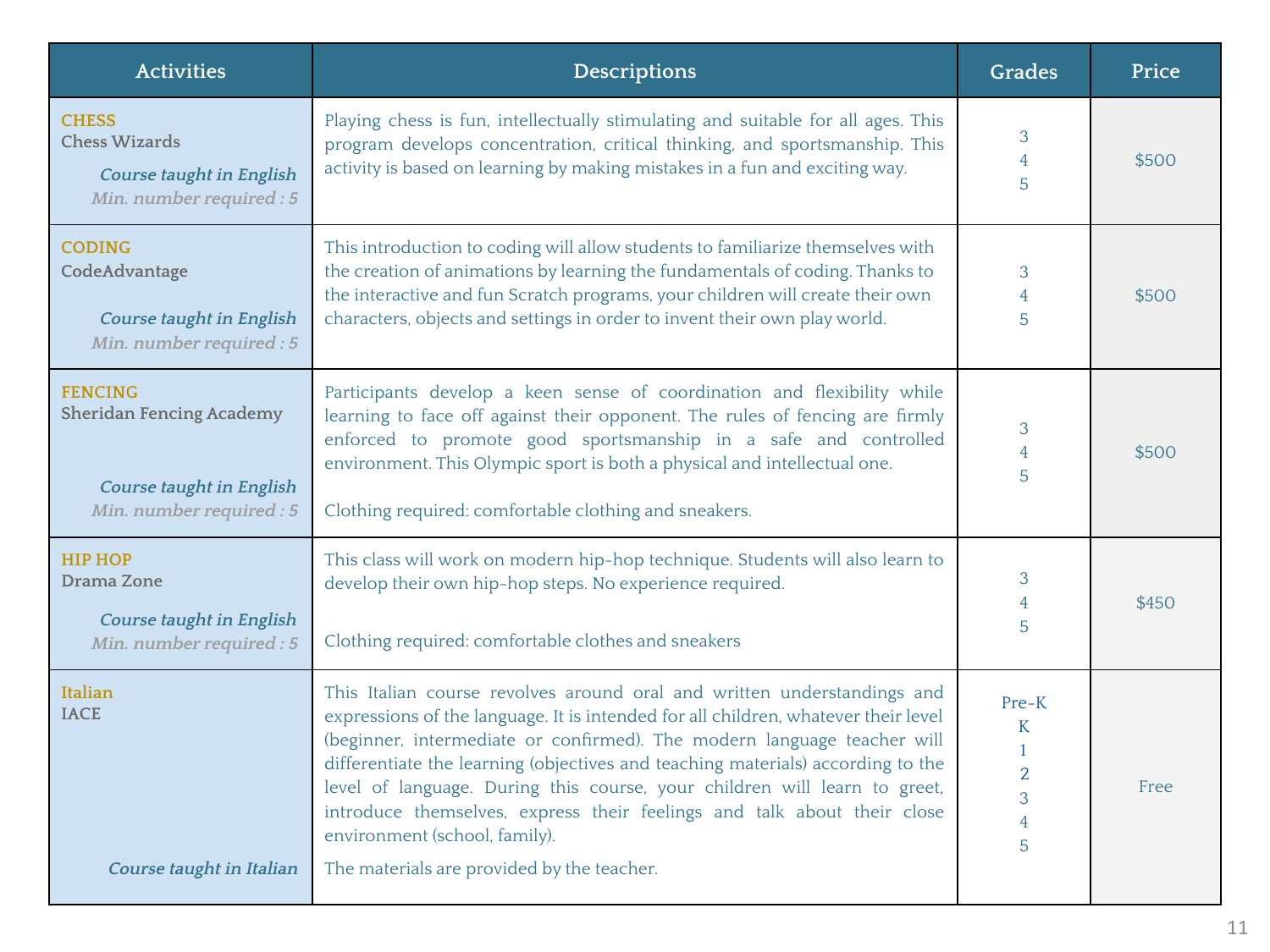| Activities | Descriptions | Grades | Price |
|---|---|---|---|
| **CHESS** Chess Wizards *Course taught in English* *Min. number required : 5* | Playing chess is fun, intellectually stimulating and suitable for all ages. This program develops concentration, critical thinking, and sportsmanship. This activity is based on learning by making mistakes in a fun and exciting way. | 3 4 5 | $500 |
| **CODING** CodeAdvantage *Course taught in English* *Min. number required : 5* | This introduction to coding will allow students to familiarize themselves with the creation of animations by learning the fundamentals of coding. Thanks to the interactive and fun Scratch programs, your children will create their own characters, objects and settings in order to invent their own play world. | 3 4 5 | $500 |
| **FENCING** Sheridan Fencing Academy *Course taught in English* *Min. number required : 5* | Participants develop a keen sense of coordination and flexibility while learning to face off against their opponent. The rules of fencing are firmly enforced to promote good sportsmanship in a safe and controlled environment. This Olympic sport is both a physical and intellectual one. Clothing required: comfortable clothing and sneakers. | 3 4 5 | $500 |
| **HIP HOP** Drama Zone *Course taught in English* *Min. number required : 5* | This class will work on modern hip-hop technique. Students will also learn to develop their own hip-hop steps. No experience required. Clothing required: comfortable clothes and sneakers | 3 4 5 | $450 |
| **Italian** IACE *Course taught in Italian* | This Italian course revolves around oral and written understandings and expressions of the language. It is intended for all children, whatever their level (beginner, intermediate or confirmed). The modern language teacher will differentiate the learning (objectives and teaching materials) according to the level of language. During this course, your children will learn to greet, introduce themselves, express their feelings and talk about their close environment (school, family). The materials are provided by the teacher. | Pre-K K 1 2 3 4 5 | Free |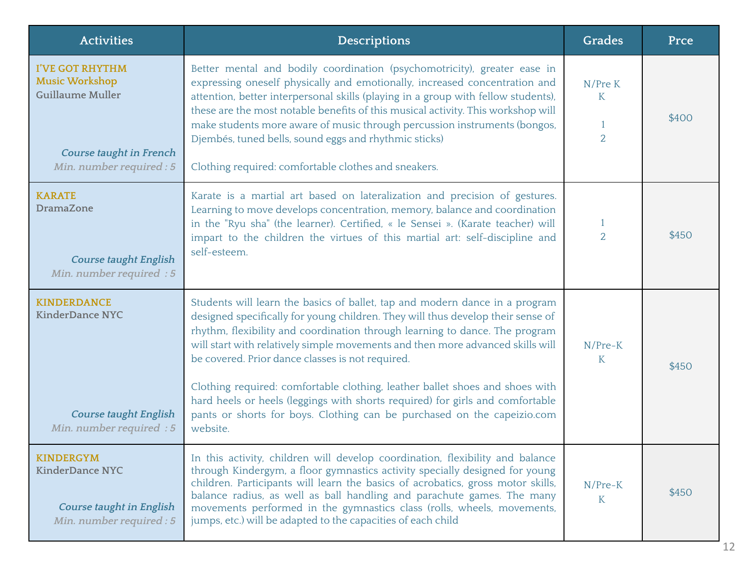| Activities | Descriptions | Grades | Prce |
|---|---|---|---|
| **I'VE GOT RHYTHM** Music Workshop **Guillaume Muller** *Course taught in French* *Min. number required : 5* | Better mental and bodily coordination (psychomotricity), greater ease in expressing oneself physically and emotionally, increased concentration and attention, better interpersonal skills (playing in a group with fellow students), these are the most notable benefits of this musical activity. This workshop will make students more aware of music through percussion instruments (bongos, Djembés, tuned bells, sound eggs and rhythmic sticks) Clothing required: comfortable clothes and sneakers. | N/Pre K K 1 2 | $400 |
| **KARATE** **DramaZone** *Course taught English* *Min. number required : 5* | Karate is a martial art based on lateralization and precision of gestures. Learning to move develops concentration, memory, balance and coordination in the "Ryu sha" (the learner). Certified, « le Sensei ». (Karate teacher) will impart to the children the virtues of this martial art: self-discipline and self-esteem. | 1 2 | $450 |
| **KINDERDANCE** **KinderDance NYC** *Course taught English* *Min. number required : 5* | Students will learn the basics of ballet, tap and modern dance in a program designed specifically for young children. They will thus develop their sense of rhythm, flexibility and coordination through learning to dance. The program will start with relatively simple movements and then more advanced skills will be covered. Prior dance classes is not required. Clothing required: comfortable clothing, leather ballet shoes and shoes with hard heels or heels (leggings with shorts required) for girls and comfortable pants or shorts for boys. Clothing can be purchased on the capeizio.com website. | N/Pre-K K | $450 |
| **KINDERGYM** **KinderDance NYC** *Course taught in English* *Min. number required : 5* | In this activity, children will develop coordination, flexibility and balance through Kindergym, a floor gymnastics activity specially designed for young children. Participants will learn the basics of acrobatics, gross motor skills, balance radius, as well as ball handling and parachute games. The many movements performed in the gymnastics class (rolls, wheels, movements, jumps, etc.) will be adapted to the capacities of each child | N/Pre-K K | $450 |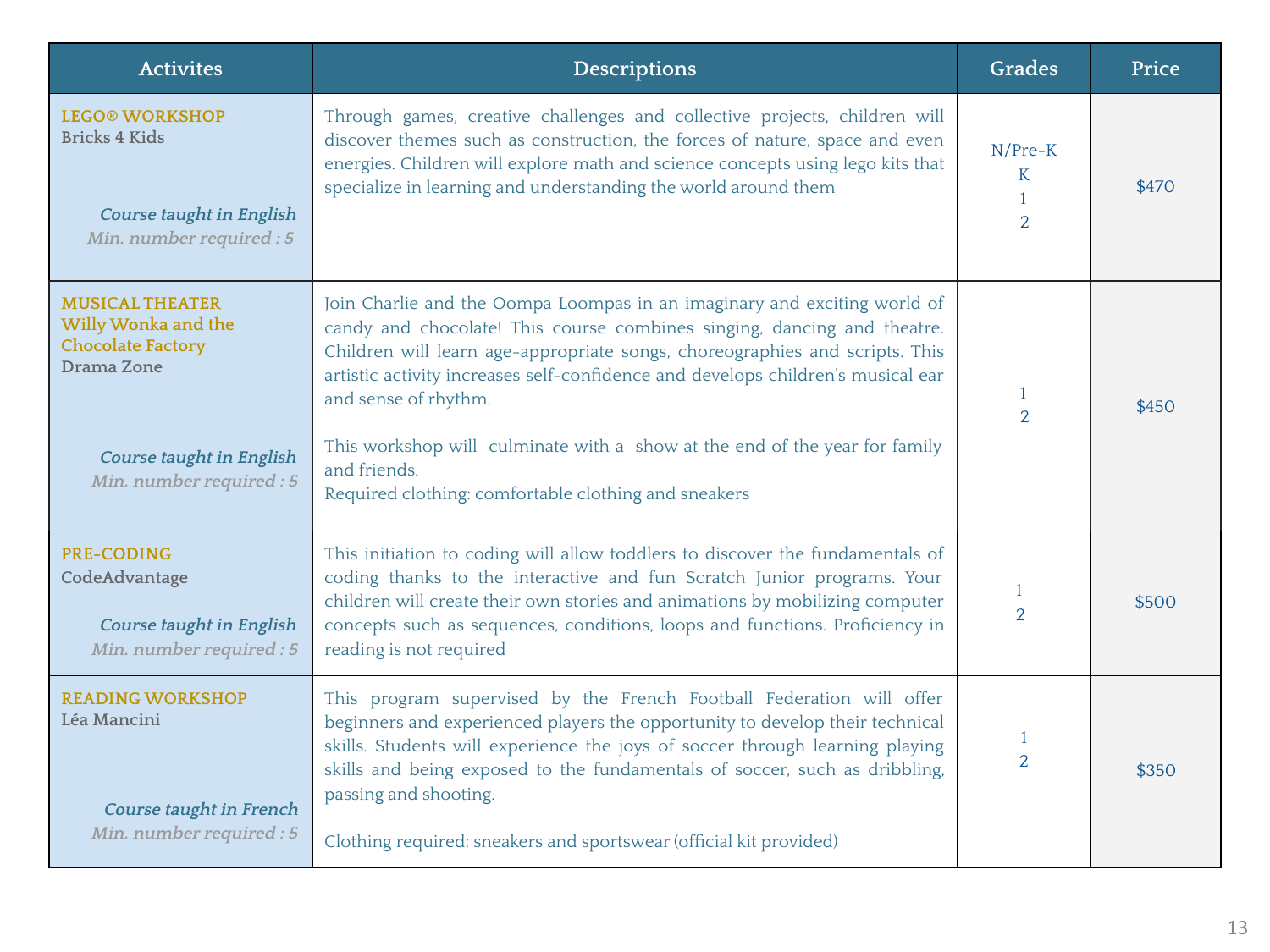| Activites | Descriptions | Grades | Price |
|---|---|---|---|
| **LEGO® WORKSHOP**<br>**Bricks 4 Kids**<br>*Course taught in English*<br>*Min. number required : 5* | Through games, creative challenges and collective projects, children will discover themes such as construction, the forces of nature, space and even energies. Children will explore math and science concepts using lego kits that specialize in learning and understanding the world around them | N/Pre-K<br>K<br>1<br>2 | $470 |
| **MUSICAL THEATER**<br>**Willy Wonka and the Chocolate Factory**<br>**Drama Zone**<br>*Course taught in English*<br>*Min. number required : 5* | Join Charlie and the Oompa Loompas in an imaginary and exciting world of candy and chocolate! This course combines singing, dancing and theatre. Children will learn age-appropriate songs, choreographies and scripts. This artistic activity increases self-confidence and develops children's musical ear and sense of rhythm.<br><br>This workshop will culminate with a show at the end of the year for family and friends.<br>Required clothing: comfortable clothing and sneakers | 1<br>2 | $450 |
| **PRE-CODING**<br>**CodeAdvantage**<br>*Course taught in English*<br>*Min. number required : 5* | This initiation to coding will allow toddlers to discover the fundamentals of coding thanks to the interactive and fun Scratch Junior programs. Your children will create their own stories and animations by mobilizing computer concepts such as sequences, conditions, loops and functions. Proficiency in reading is not required | 1<br>2 | $500 |
| **READING WORKSHOP**<br>**Léa Mancini**<br>*Course taught in French*<br>*Min. number required : 5* | This program supervised by the French Football Federation will offer beginners and experienced players the opportunity to develop their technical skills. Students will experience the joys of soccer through learning playing skills and being exposed to the fundamentals of soccer, such as dribbling, passing and shooting.<br><br>Clothing required: sneakers and sportswear (official kit provided) | 1<br>2 | $350 |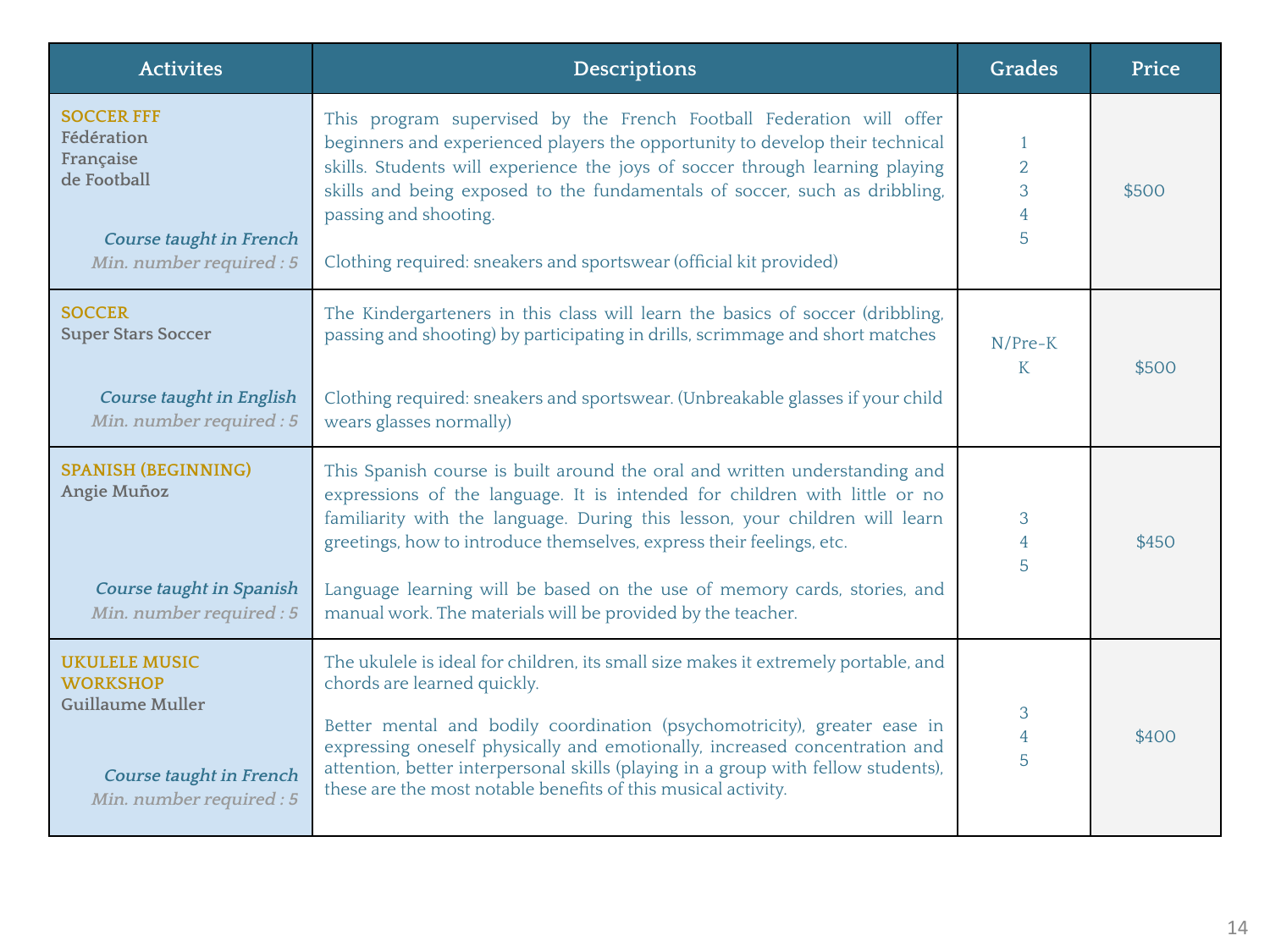| Activites | Descriptions | Grades | Price |
|---|---|---|---|
| **SOCCER FFF** **Fédération Française de Football** *Course taught in French* *Min. number required : 5* | This program supervised by the French Football Federation will offer beginners and experienced players the opportunity to develop their technical skills. Students will experience the joys of soccer through learning playing skills and being exposed to the fundamentals of soccer, such as dribbling, passing and shooting. Clothing required: sneakers and sportswear (official kit provided) | 1 2 3 4 5 | $500 |
| **SOCCER** **Super Stars Soccer** *Course taught in English* *Min. number required : 5* | The Kindergarteners in this class will learn the basics of soccer (dribbling, passing and shooting) by participating in drills, scrimmage and short matches Clothing required: sneakers and sportswear. (Unbreakable glasses if your child wears glasses normally) | N/Pre-K K | $500 |
| **SPANISH (BEGINNING)** **Angie Muñoz** *Course taught in Spanish* *Min. number required : 5* | This Spanish course is built around the oral and written understanding and expressions of the language. It is intended for children with little or no familiarity with the language. During this lesson, your children will learn greetings, how to introduce themselves, express their feelings, etc. Language learning will be based on the use of memory cards, stories, and manual work. The materials will be provided by the teacher. | 3 4 5 | $450 |
| **UKULELE MUSIC WORKSHOP** **Guillaume Muller** *Course taught in French* *Min. number required : 5* | The ukulele is ideal for children, its small size makes it extremely portable, and chords are learned quickly. Better mental and bodily coordination (psychomotricity), greater ease in expressing oneself physically and emotionally, increased concentration and attention, better interpersonal skills (playing in a group with fellow students), these are the most notable benefits of this musical activity. | 3 4 5 | $400 |